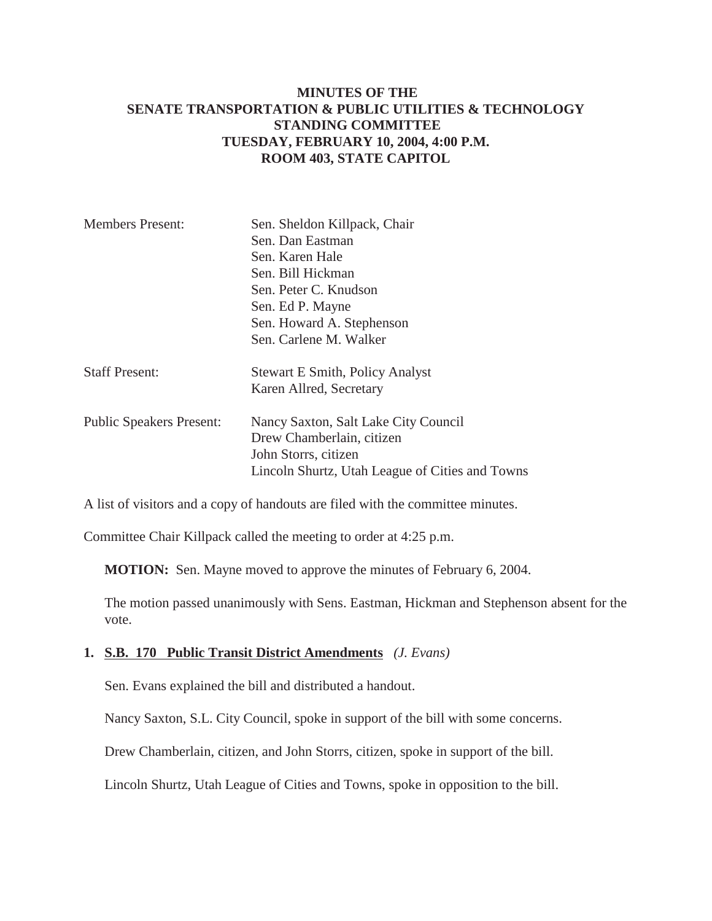# MINUTES OF THE SENATE TRANSPORTATION & PUBLIC UTILITIES & TECHNOLOGY STANDING COMMITTEE
## TUESDAY, FEBRUARY 10, 2004, 4:00 P.M.
## ROOM 403, STATE CAPITOL

| | |
|---|---|
| Members Present: | Sen. Sheldon Killpack, Chair<br>Sen. Dan Eastman<br>Sen. Karen Hale<br>Sen. Bill Hickman<br>Sen. Peter C. Knudson<br>Sen. Ed P. Mayne<br>Sen. Howard A. Stephenson<br>Sen. Carlene M. Walker |
| Staff Present: | Stewart E Smith, Policy Analyst<br>Karen Allred, Secretary |
| Public Speakers Present: | Nancy Saxton, Salt Lake City Council<br>Drew Chamberlain, citizen<br>John Storrs, citizen<br>Lincoln Shurtz, Utah League of Cities and Towns |

A list of visitors and a copy of handouts are filed with the committee minutes.

Committee Chair Killpack called the meeting to order at 4:25 p.m.

**MOTION:** Sen. Mayne moved to approve the minutes of February 6, 2004.

The motion passed unanimously with Sens. Eastman, Hickman and Stephenson absent for the vote.

**1. S.B. 170 Public Transit District Amendments** *(J. Evans)*

Sen. Evans explained the bill and distributed a handout.

Nancy Saxton, S.L. City Council, spoke in support of the bill with some concerns.

Drew Chamberlain, citizen, and John Storrs, citizen, spoke in support of the bill.

Lincoln Shurtz, Utah League of Cities and Towns, spoke in opposition to the bill.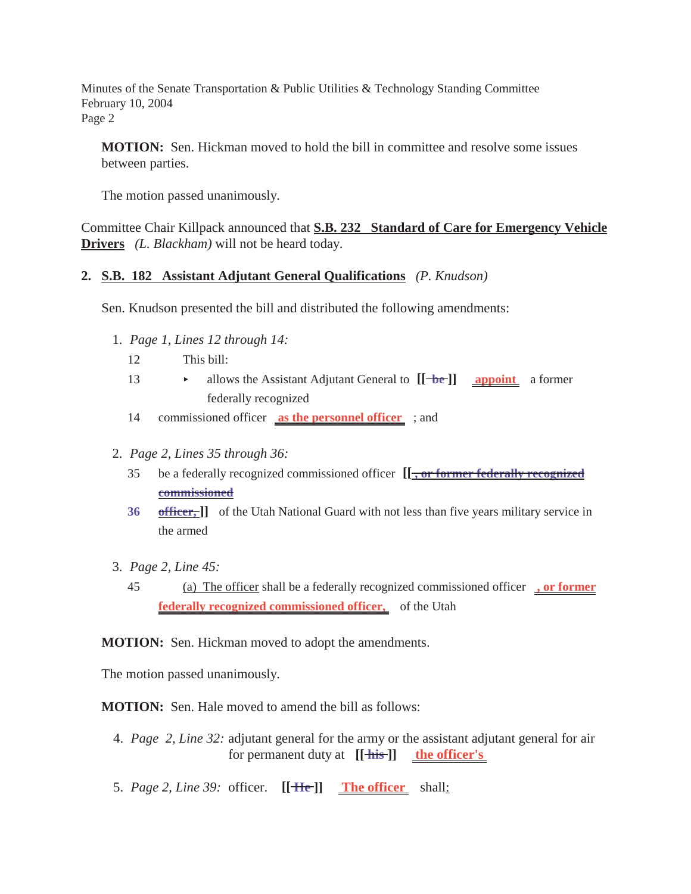**MOTION:** Sen. Hickman moved to hold the bill in committee and resolve some issues between parties.

The motion passed unanimously.

Committee Chair Killpack announced that **S.B. 232 Standard of Care for Emergency Vehicle Drivers** *(L. Blackham)* will not be heard today.

## 2. S.B. 182 Assistant Adjutant General Qualifications *(P. Knudson)*

Sen. Knudson presented the bill and distributed the following amendments:

1. *Page 1, Lines 12 through 14:*

   12 This bill:

   13 ▸ allows the Assistant Adjutant General to [[ ~~be~~ ]] **appoint** a former federally recognized

   14 commissioned officer **as the personnel officer** ; and

2. *Page 2, Lines 35 through 36:*

   35 be a federally recognized commissioned officer [[ ~~, or former federally recognized commissioned~~

   36 ~~officer,~~ ]] of the Utah National Guard with not less than five years military service in the armed

3. *Page 2, Line 45:*

   45 (a) The officer shall be a federally recognized commissioned officer **, or former federally recognized commissioned officer,** of the Utah

**MOTION:** Sen. Hickman moved to adopt the amendments.

The motion passed unanimously.

**MOTION:** Sen. Hale moved to amend the bill as follows:

4. *Page 2, Line 32:* adjutant general for the army or the assistant adjutant general for air for permanent duty at [[ ~~his~~ ]] **the officer's**

5. *Page 2, Line 39:* officer. [[ ~~He~~ ]] **The officer** shall: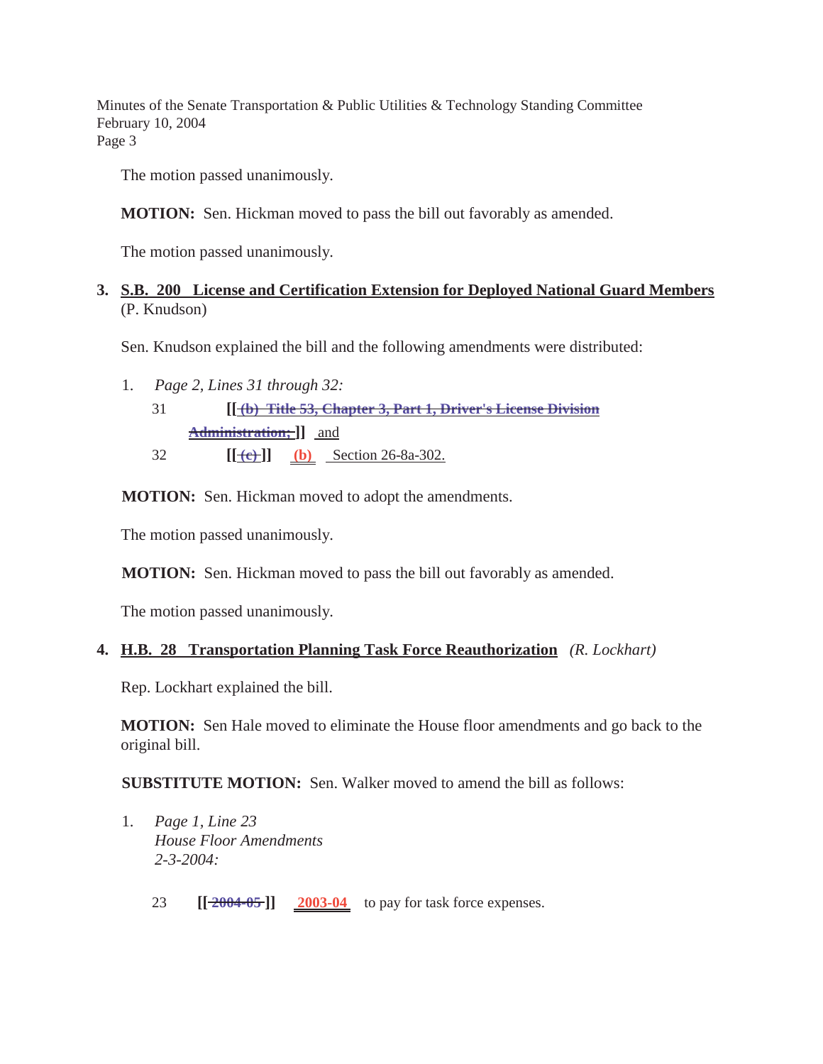The motion passed unanimously.

**MOTION:** Sen. Hickman moved to pass the bill out favorably as amended.

The motion passed unanimously.

**3. S.B. 200 License and Certification Extension for Deployed National Guard Members** (P. Knudson)

Sen. Knudson explained the bill and the following amendments were distributed:

1. *Page 2, Lines 31 through 32:*

   31 **[[** ~~(b) Title 53, Chapter 3, Part 1, Driver's License Division Administration;~~ **]]** and

   32 **[[** ~~(c)~~ **]]** **(b)** Section 26-8a-302.

**MOTION:** Sen. Hickman moved to adopt the amendments.

The motion passed unanimously.

**MOTION:** Sen. Hickman moved to pass the bill out favorably as amended.

The motion passed unanimously.

**4. H.B. 28 Transportation Planning Task Force Reauthorization** *(R. Lockhart)*

Rep. Lockhart explained the bill.

**MOTION:** Sen Hale moved to eliminate the House floor amendments and go back to the original bill.

**SUBSTITUTE MOTION:** Sen. Walker moved to amend the bill as follows:

1. *Page 1, Line 23*
   *House Floor Amendments*
   *2-3-2004:*

   23 **[[** ~~2004-05~~ **]]** **2003-04** to pay for task force expenses.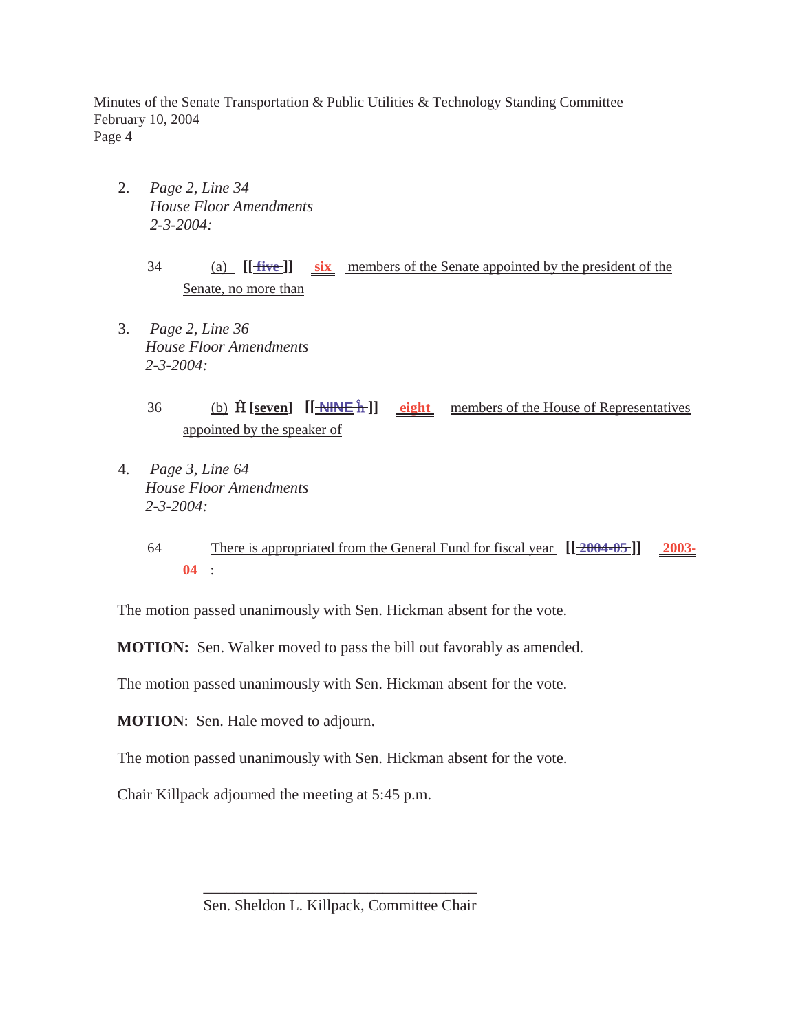2. *Page 2, Line 34*
   *House Floor Amendments*
   *2-3-2004:*

   34 (a) [[ ~~five~~ ]] **six** members of the Senate appointed by the president of the Senate, no more than

3. *Page 2, Line 36*
   *House Floor Amendments*
   *2-3-2004:*

   36 (b) Ĥ [~~seven~~] [[ ~~NINE ĥ~~ ]] **eight** members of the House of Representatives appointed by the speaker of

4. *Page 3, Line 64*
   *House Floor Amendments*
   *2-3-2004:*

   64 There is appropriated from the General Fund for fiscal year [[ ~~2004-05~~ ]] **2003-04** :

The motion passed unanimously with Sen. Hickman absent for the vote.

**MOTION:** Sen. Walker moved to pass the bill out favorably as amended.

The motion passed unanimously with Sen. Hickman absent for the vote.

**MOTION**: Sen. Hale moved to adjourn.

The motion passed unanimously with Sen. Hickman absent for the vote.

Chair Killpack adjourned the meeting at 5:45 p.m.

\_\_\_\_\_\_\_\_\_\_\_\_\_\_\_\_\_\_\_\_\_\_\_\_\_\_\_\_\_\_\_\_\_\_\_

Sen. Sheldon L. Killpack, Committee Chair